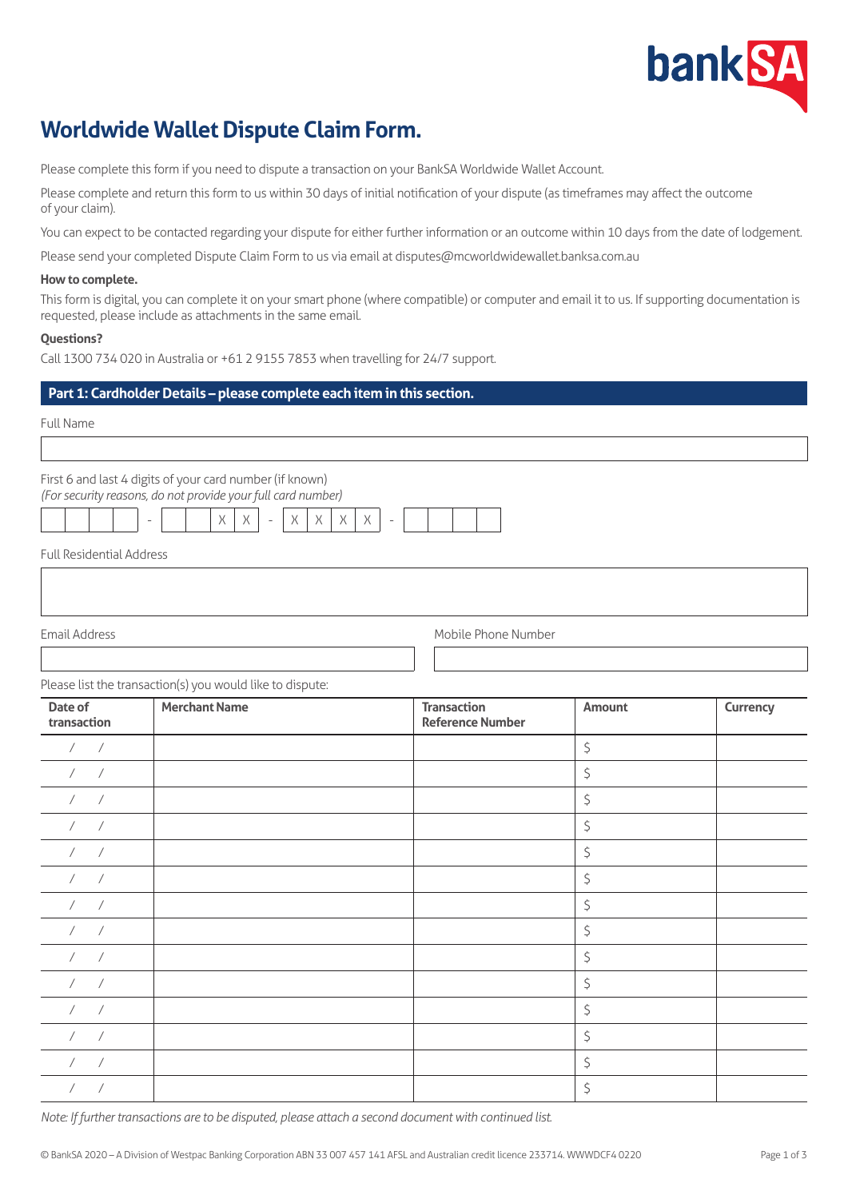# Worldwide Wallet Dispute Claim Form.

Please complete this form if you need to dispute a transaction on your BankSA Worldwide Wallet Account.

Please complete and return this form to us within 30 days of initial notification of your dispute (as timeframes may affect the outcome of your claim).

You can expect to be contacted regarding your dispute for either further information or an outcome within 10 days from the date of lodgement.

Please send your completed Dispute Claim Form to us via email at disputes@mcworldwidewallet.banksa.com.au

**How to complete.**

This form is digital, you can complete it on your smart phone (where compatible) or computer and email it to us. If supporting documentation is requested, please include as attachments in the same email.

**Questions?**

Call 1300 734 020 in Australia or +61 2 9155 7853 when travelling for 24/7 support.

## Part 1: Cardholder Details – please complete each item in this section.

Full Name

First 6 and last 4 digits of your card number (if known)
*(For security reasons, do not provide your full card number)*

| | | | | - | | | X | X | - | X | X | X | X | - | | | | |
|---|---|---|---|---|---|---|---|---|---|---|---|---|---|---|---|---|---|---|

Full Residential Address

Email Address

Mobile Phone Number

Please list the transaction(s) you would like to dispute:

| Date of transaction | Merchant Name | Transaction Reference Number | Amount | Currency |
|---|---|---|---|---|
| / / | | | $ | |
| / / | | | $ | |
| / / | | | $ | |
| / / | | | $ | |
| / / | | | $ | |
| / / | | | $ | |
| / / | | | $ | |
| / / | | | $ | |
| / / | | | $ | |
| / / | | | $ | |
| / / | | | $ | |
| / / | | | $ | |
| / / | | | $ | |
| / / | | | $ | |

*Note: If further transactions are to be disputed, please attach a second document with continued list.*

© BankSA 2020 – A Division of Westpac Banking Corporation ABN 33 007 457 141 AFSL and Australian credit licence 233714. WWWDCF4 0220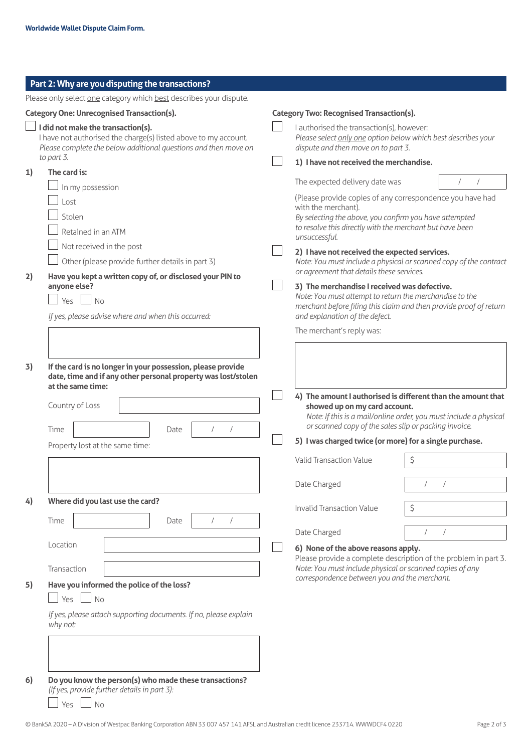## Part 2: Why are you disputing the transactions?

Please only select one category which best describes your dispute.

### Category One: Unrecognised Transaction(s).

☐ **I did not make the transaction(s).**
I have not authorised the charge(s) listed above to my account.
*Please complete the below additional questions and then move on to part 3.*

**1) The card is:**

☐ In my possession
☐ Lost
☐ Stolen
☐ Retained in an ATM
☐ Not received in the post
☐ Other (please provide further details in part 3)

**2) Have you kept a written copy of, or disclosed your PIN to anyone else?**

☐ Yes ☐ No

*If yes, please advise where and when this occurred:*

**3) If the card is no longer in your possession, please provide date, time and if any other personal property was lost/stolen at the same time:**

Country of Loss

Time     Date   /   /

Property lost at the same time:

**4) Where did you last use the card?**

Time     Date   /   /

Location

Transaction

**5) Have you informed the police of the loss?**

☐ Yes ☐ No

*If yes, please attach supporting documents. If no, please explain why not:*

**6) Do you know the person(s) who made these transactions?**
*(If yes, provide further details in part 3):*

☐ Yes ☐ No

### Category Two: Recognised Transaction(s).

☐ I authorised the transaction(s), however:
*Please select only one option below which best describes your dispute and then move on to part 3.*

☐ **1) I have not received the merchandise.**

The expected delivery date was   /   /

(Please provide copies of any correspondence you have had with the merchant).
*By selecting the above, you confirm you have attempted to resolve this directly with the merchant but have been unsuccessful.*

☐ **2) I have not received the expected services.**
*Note: You must include a physical or scanned copy of the contract or agreement that details these services.*

☐ **3) The merchandise I received was defective.**
*Note: You must attempt to return the merchandise to the merchant before filing this claim and then provide proof of return and explanation of the defect.*

The merchant's reply was:

☐ **4) The amount I authorised is different than the amount that showed up on my card account.**
*Note: If this is a mail/online order, you must include a physical or scanned copy of the sales slip or packing invoice.*

☐ **5) I was charged twice (or more) for a single purchase.**

Valid Transaction Value   $

Date Charged   /   /

Invalid Transaction Value   $

Date Charged   /   /

☐ **6) None of the above reasons apply.**
Please provide a complete description of the problem in part 3.
*Note: You must include physical or scanned copies of any correspondence between you and the merchant.*

© BankSA 2020 – A Division of Westpac Banking Corporation ABN 33 007 457 141 AFSL and Australian credit licence 233714. WWWDCF4 0220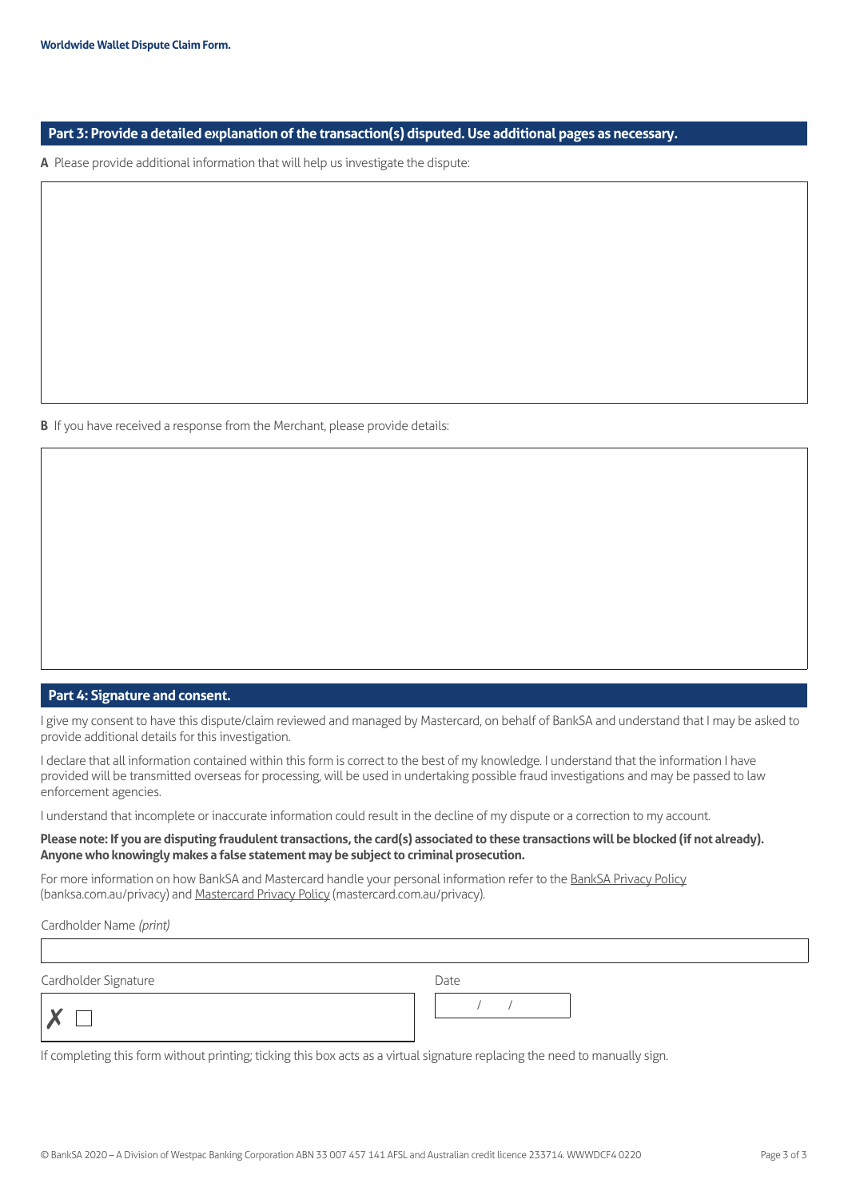## Part 3: Provide a detailed explanation of the transaction(s) disputed. Use additional pages as necessary.

**A** Please provide additional information that will help us investigate the dispute:

**B** If you have received a response from the Merchant, please provide details:

## Part 4: Signature and consent.

I give my consent to have this dispute/claim reviewed and managed by Mastercard, on behalf of BankSA and understand that I may be asked to provide additional details for this investigation.

I declare that all information contained within this form is correct to the best of my knowledge. I understand that the information I have provided will be transmitted overseas for processing, will be used in undertaking possible fraud investigations and may be passed to law enforcement agencies.

I understand that incomplete or inaccurate information could result in the decline of my dispute or a correction to my account.

**Please note: If you are disputing fraudulent transactions, the card(s) associated to these transactions will be blocked (if not already). Anyone who knowingly makes a false statement may be subject to criminal prosecution.**

For more information on how BankSA and Mastercard handle your personal information refer to the BankSA Privacy Policy (banksa.com.au/privacy) and Mastercard Privacy Policy (mastercard.com.au/privacy).

Cardholder Name *(print)*

Cardholder Signature

✗ ☐

Date

/ /

If completing this form without printing; ticking this box acts as a virtual signature replacing the need to manually sign.

© BankSA 2020 – A Division of Westpac Banking Corporation ABN 33 007 457 141 AFSL and Australian credit licence 233714. WWWDCF4 0220